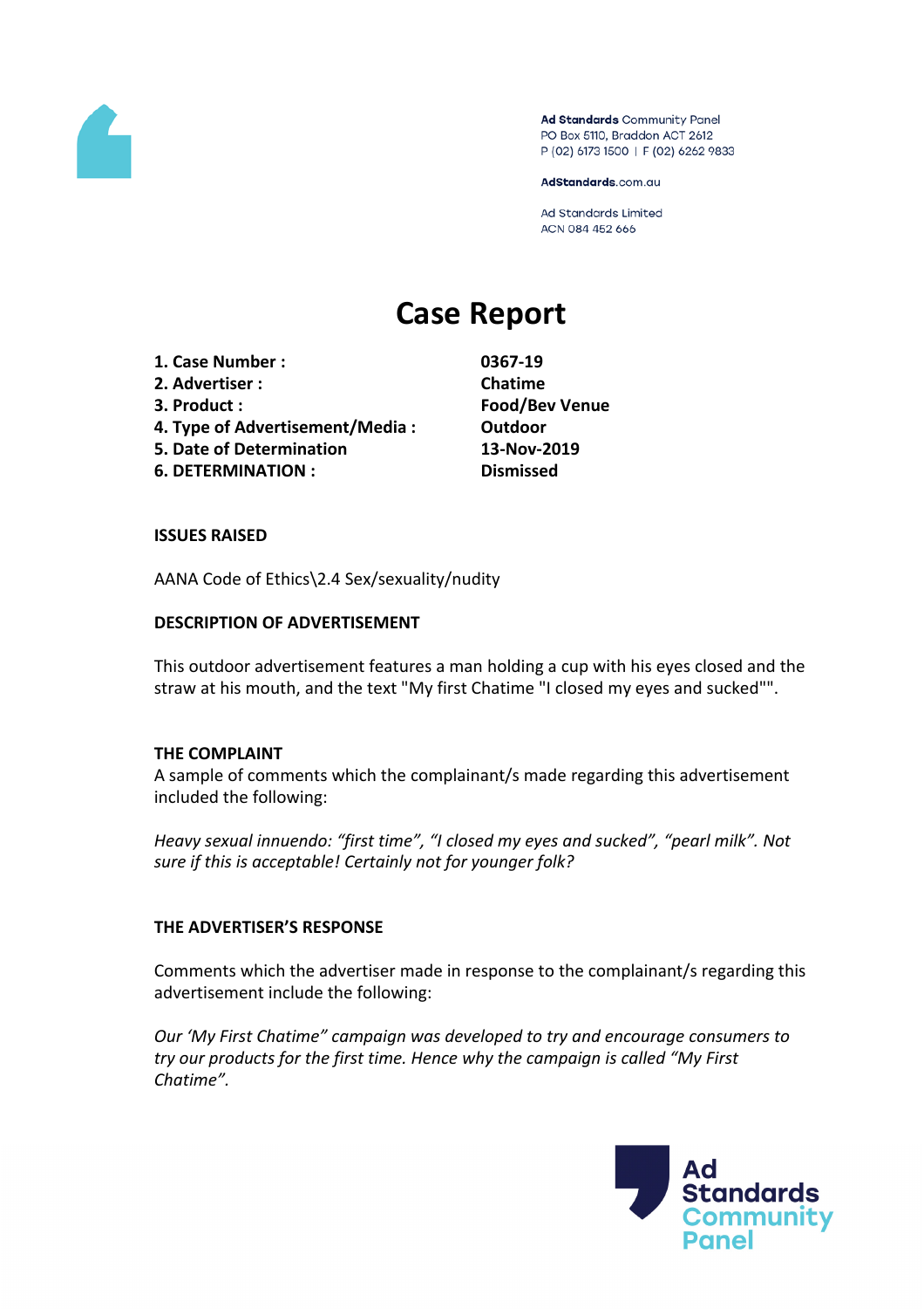Ad Standards Community Panel
PO Box 5110, Braddon ACT 2612
P (02) 6173 1500 | F (02) 6262 9833

AdStandards.com.au

Ad Standards Limited
ACN 084 452 666

# Case Report

| | |
|---|---|
| **1. Case Number :** | **0367-19** |
| **2. Advertiser :** | **Chatime** |
| **3. Product :** | **Food/Bev Venue** |
| **4. Type of Advertisement/Media :** | **Outdoor** |
| **5. Date of Determination** | **13-Nov-2019** |
| **6. DETERMINATION :** | **Dismissed** |

**ISSUES RAISED**

AANA Code of Ethics\2.4 Sex/sexuality/nudity

**DESCRIPTION OF ADVERTISEMENT**

This outdoor advertisement features a man holding a cup with his eyes closed and the straw at his mouth, and the text "My first Chatime "I closed my eyes and sucked"".

**THE COMPLAINT**

A sample of comments which the complainant/s made regarding this advertisement included the following:

*Heavy sexual innuendo: "first time", "I closed my eyes and sucked", "pearl milk". Not sure if this is acceptable! Certainly not for younger folk?*

**THE ADVERTISER'S RESPONSE**

Comments which the advertiser made in response to the complainant/s regarding this advertisement include the following:

*Our 'My First Chatime" campaign was developed to try and encourage consumers to try our products for the first time. Hence why the campaign is called "My First Chatime".*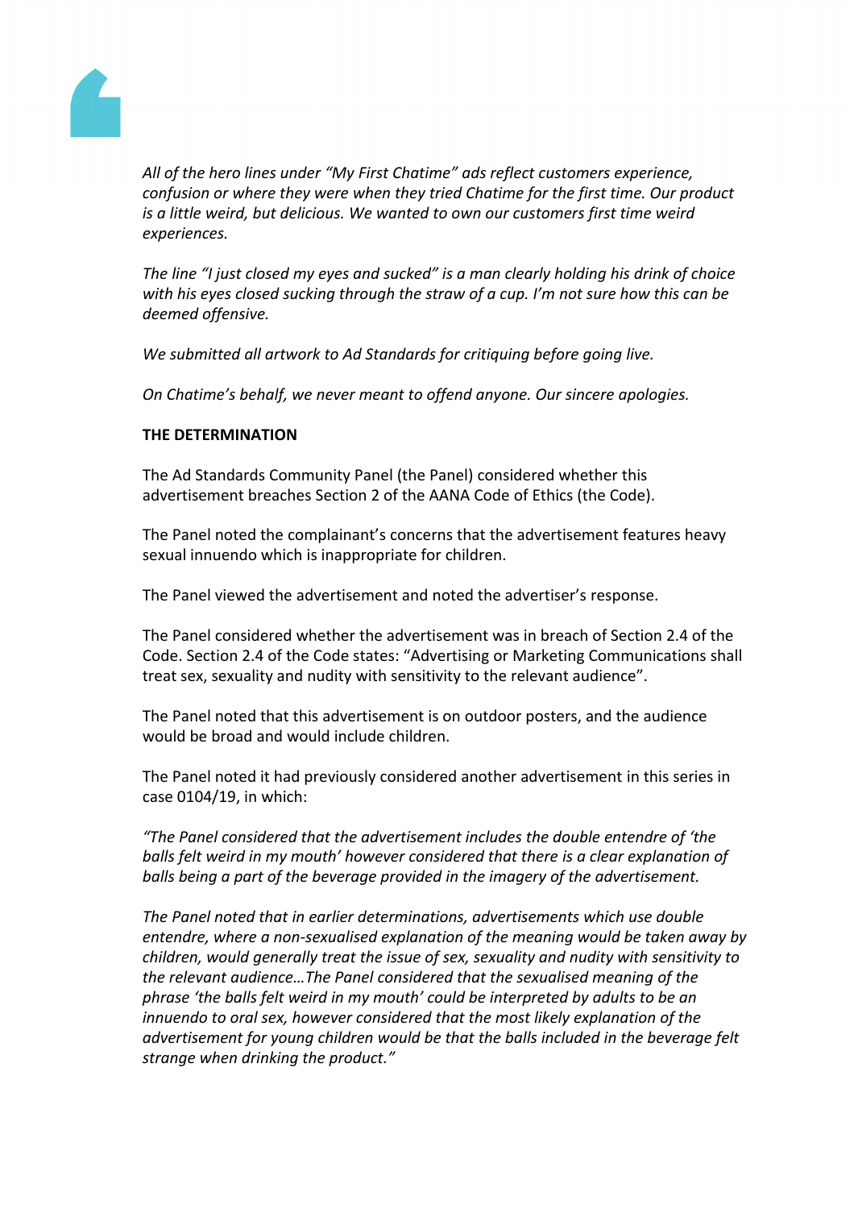*All of the hero lines under "My First Chatime" ads reflect customers experience, confusion or where they were when they tried Chatime for the first time. Our product is a little weird, but delicious. We wanted to own our customers first time weird experiences.*

*The line "I just closed my eyes and sucked" is a man clearly holding his drink of choice with his eyes closed sucking through the straw of a cup. I'm not sure how this can be deemed offensive.*

*We submitted all artwork to Ad Standards for critiquing before going live.*

*On Chatime's behalf, we never meant to offend anyone. Our sincere apologies.*

**THE DETERMINATION**

The Ad Standards Community Panel (the Panel) considered whether this advertisement breaches Section 2 of the AANA Code of Ethics (the Code).

The Panel noted the complainant's concerns that the advertisement features heavy sexual innuendo which is inappropriate for children.

The Panel viewed the advertisement and noted the advertiser's response.

The Panel considered whether the advertisement was in breach of Section 2.4 of the Code. Section 2.4 of the Code states: "Advertising or Marketing Communications shall treat sex, sexuality and nudity with sensitivity to the relevant audience".

The Panel noted that this advertisement is on outdoor posters, and the audience would be broad and would include children.

The Panel noted it had previously considered another advertisement in this series in case 0104/19, in which:

*"The Panel considered that the advertisement includes the double entendre of 'the balls felt weird in my mouth' however considered that there is a clear explanation of balls being a part of the beverage provided in the imagery of the advertisement.*

*The Panel noted that in earlier determinations, advertisements which use double entendre, where a non-sexualised explanation of the meaning would be taken away by children, would generally treat the issue of sex, sexuality and nudity with sensitivity to the relevant audience…The Panel considered that the sexualised meaning of the phrase 'the balls felt weird in my mouth' could be interpreted by adults to be an innuendo to oral sex, however considered that the most likely explanation of the advertisement for young children would be that the balls included in the beverage felt strange when drinking the product."*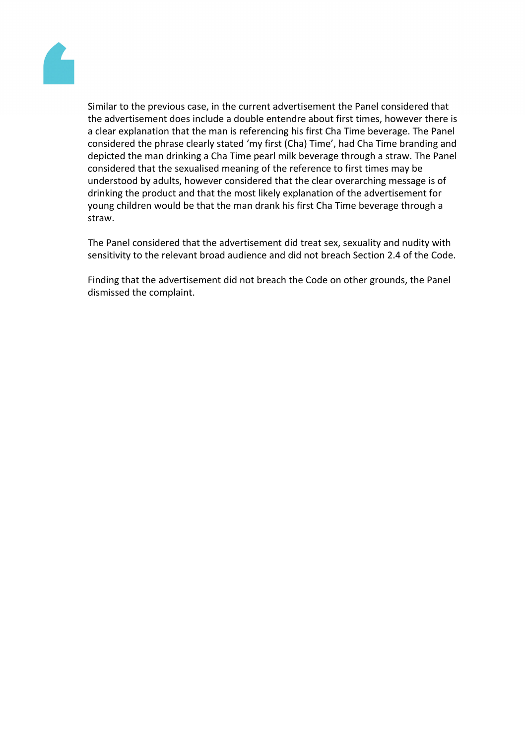Similar to the previous case, in the current advertisement the Panel considered that the advertisement does include a double entendre about first times, however there is a clear explanation that the man is referencing his first Cha Time beverage. The Panel considered the phrase clearly stated 'my first (Cha) Time', had Cha Time branding and depicted the man drinking a Cha Time pearl milk beverage through a straw. The Panel considered that the sexualised meaning of the reference to first times may be understood by adults, however considered that the clear overarching message is of drinking the product and that the most likely explanation of the advertisement for young children would be that the man drank his first Cha Time beverage through a straw.

The Panel considered that the advertisement did treat sex, sexuality and nudity with sensitivity to the relevant broad audience and did not breach Section 2.4 of the Code.

Finding that the advertisement did not breach the Code on other grounds, the Panel dismissed the complaint.